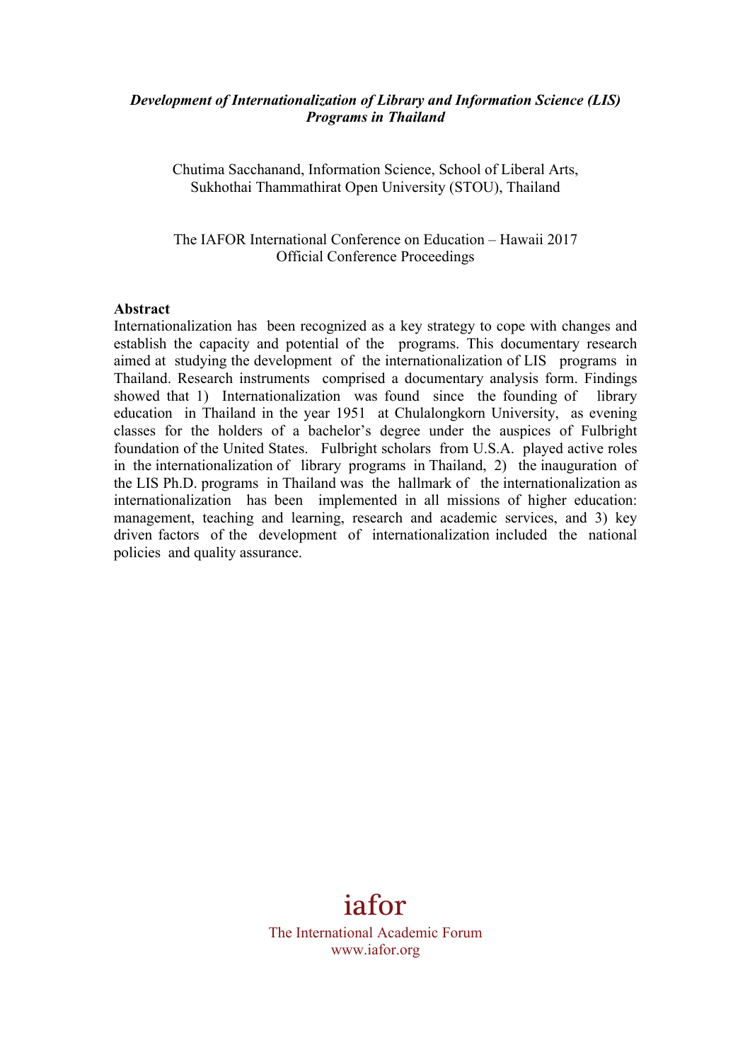***Development of Internationalization of Library and Information Science (LIS) Programs in Thailand***

Chutima Sacchanand, Information Science, School of Liberal Arts, Sukhothai Thammathirat Open University (STOU), Thailand

The IAFOR International Conference on Education – Hawaii 2017
Official Conference Proceedings

**Abstract**

Internationalization has been recognized as a key strategy to cope with changes and establish the capacity and potential of the programs. This documentary research aimed at studying the development of the internationalization of LIS programs in Thailand. Research instruments comprised a documentary analysis form. Findings showed that 1) Internationalization was found since the founding of library education in Thailand in the year 1951 at Chulalongkorn University, as evening classes for the holders of a bachelor's degree under the auspices of Fulbright foundation of the United States. Fulbright scholars from U.S.A. played active roles in the internationalization of library programs in Thailand, 2) the inauguration of the LIS Ph.D. programs in Thailand was the hallmark of the internationalization as internationalization has been implemented in all missions of higher education: management, teaching and learning, research and academic services, and 3) key driven factors of the development of internationalization included the national policies and quality assurance.

iafor

The International Academic Forum
www.iafor.org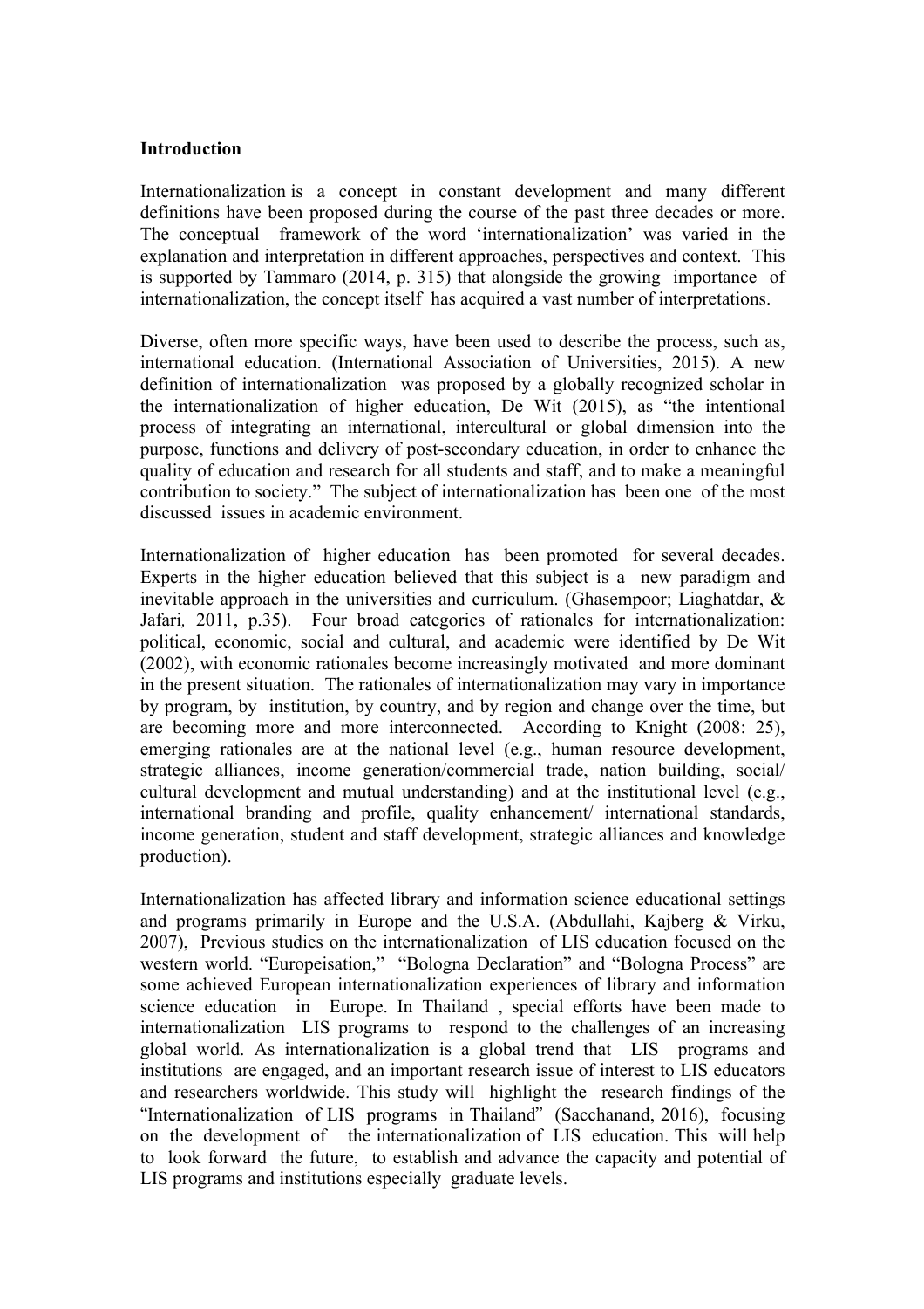**Introduction**

Internationalization is a concept in constant development and many different definitions have been proposed during the course of the past three decades or more. The conceptual framework of the word 'internationalization' was varied in the explanation and interpretation in different approaches, perspectives and context. This is supported by Tammaro (2014, p. 315) that alongside the growing importance of internationalization, the concept itself has acquired a vast number of interpretations.

Diverse, often more specific ways, have been used to describe the process, such as, international education. (International Association of Universities, 2015). A new definition of internationalization was proposed by a globally recognized scholar in the internationalization of higher education, De Wit (2015), as "the intentional process of integrating an international, intercultural or global dimension into the purpose, functions and delivery of post-secondary education, in order to enhance the quality of education and research for all students and staff, and to make a meaningful contribution to society." The subject of internationalization has been one of the most discussed issues in academic environment.

Internationalization of higher education has been promoted for several decades. Experts in the higher education believed that this subject is a new paradigm and inevitable approach in the universities and curriculum. (Ghasempoor; Liaghatdar, & Jafari, 2011, p.35). Four broad categories of rationales for internationalization: political, economic, social and cultural, and academic were identified by De Wit (2002), with economic rationales become increasingly motivated and more dominant in the present situation. The rationales of internationalization may vary in importance by program, by institution, by country, and by region and change over the time, but are becoming more and more interconnected. According to Knight (2008: 25), emerging rationales are at the national level (e.g., human resource development, strategic alliances, income generation/commercial trade, nation building, social/ cultural development and mutual understanding) and at the institutional level (e.g., international branding and profile, quality enhancement/ international standards, income generation, student and staff development, strategic alliances and knowledge production).

Internationalization has affected library and information science educational settings and programs primarily in Europe and the U.S.A. (Abdullahi, Kajberg & Virku, 2007), Previous studies on the internationalization of LIS education focused on the western world. "Europeisation," "Bologna Declaration" and "Bologna Process" are some achieved European internationalization experiences of library and information science education in Europe. In Thailand , special efforts have been made to internationalization LIS programs to respond to the challenges of an increasing global world. As internationalization is a global trend that LIS programs and institutions are engaged, and an important research issue of interest to LIS educators and researchers worldwide. This study will highlight the research findings of the "Internationalization of LIS programs in Thailand" (Sacchanand, 2016), focusing on the development of the internationalization of LIS education. This will help to look forward the future, to establish and advance the capacity and potential of LIS programs and institutions especially graduate levels.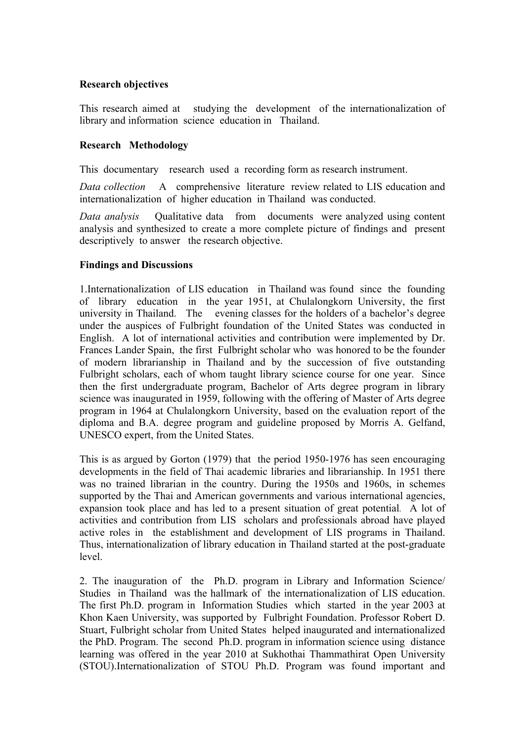**Research objectives**

This research aimed at studying the development of the internationalization of library and information science education in Thailand.

**Research Methodology**

This documentary research used a recording form as research instrument.

*Data collection* A comprehensive literature review related to LIS education and internationalization of higher education in Thailand was conducted.

*Data analysis* Qualitative data from documents were analyzed using content analysis and synthesized to create a more complete picture of findings and present descriptively to answer the research objective.

**Findings and Discussions**

1.Internationalization of LIS education in Thailand was found since the founding of library education in the year 1951, at Chulalongkorn University, the first university in Thailand. The evening classes for the holders of a bachelor's degree under the auspices of Fulbright foundation of the United States was conducted in English. A lot of international activities and contribution were implemented by Dr. Frances Lander Spain, the first Fulbright scholar who was honored to be the founder of modern librarianship in Thailand and by the succession of five outstanding Fulbright scholars, each of whom taught library science course for one year. Since then the first undergraduate program, Bachelor of Arts degree program in library science was inaugurated in 1959, following with the offering of Master of Arts degree program in 1964 at Chulalongkorn University, based on the evaluation report of the diploma and B.A. degree program and guideline proposed by Morris A. Gelfand, UNESCO expert, from the United States.

This is as argued by Gorton (1979) that the period 1950-1976 has seen encouraging developments in the field of Thai academic libraries and librarianship. In 1951 there was no trained librarian in the country. During the 1950s and 1960s, in schemes supported by the Thai and American governments and various international agencies, expansion took place and has led to a present situation of great potential. A lot of activities and contribution from LIS scholars and professionals abroad have played active roles in the establishment and development of LIS programs in Thailand. Thus, internationalization of library education in Thailand started at the post-graduate level.

2. The inauguration of the Ph.D. program in Library and Information Science/ Studies in Thailand was the hallmark of the internationalization of LIS education. The first Ph.D. program in Information Studies which started in the year 2003 at Khon Kaen University, was supported by Fulbright Foundation. Professor Robert D. Stuart, Fulbright scholar from United States helped inaugurated and internationalized the PhD. Program. The second Ph.D. program in information science using distance learning was offered in the year 2010 at Sukhothai Thammathirat Open University (STOU).Internationalization of STOU Ph.D. Program was found important and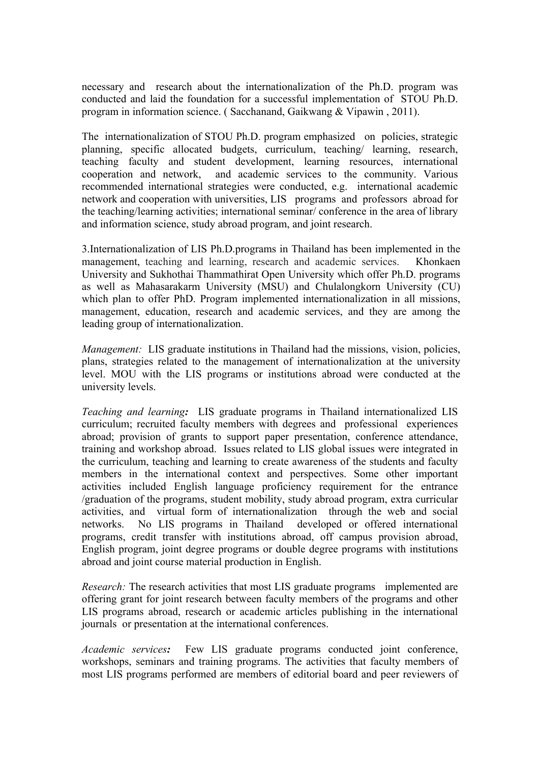necessary and research about the internationalization of the Ph.D. program was conducted and laid the foundation for a successful implementation of STOU Ph.D. program in information science. ( Sacchanand, Gaikwang & Vipawin , 2011).

The internationalization of STOU Ph.D. program emphasized on policies, strategic planning, specific allocated budgets, curriculum, teaching/ learning, research, teaching faculty and student development, learning resources, international cooperation and network, and academic services to the community. Various recommended international strategies were conducted, e.g. international academic network and cooperation with universities, LIS programs and professors abroad for the teaching/learning activities; international seminar/ conference in the area of library and information science, study abroad program, and joint research.

3.Internationalization of LIS Ph.D.programs in Thailand has been implemented in the management, teaching and learning, research and academic services. Khonkaen University and Sukhothai Thammathirat Open University which offer Ph.D. programs as well as Mahasarakarm University (MSU) and Chulalongkorn University (CU) which plan to offer PhD. Program implemented internationalization in all missions, management, education, research and academic services, and they are among the leading group of internationalization.

*Management:* LIS graduate institutions in Thailand had the missions, vision, policies, plans, strategies related to the management of internationalization at the university level. MOU with the LIS programs or institutions abroad were conducted at the university levels.

*Teaching and learning:* LIS graduate programs in Thailand internationalized LIS curriculum; recruited faculty members with degrees and professional experiences abroad; provision of grants to support paper presentation, conference attendance, training and workshop abroad. Issues related to LIS global issues were integrated in the curriculum, teaching and learning to create awareness of the students and faculty members in the international context and perspectives. Some other important activities included English language proficiency requirement for the entrance /graduation of the programs, student mobility, study abroad program, extra curricular activities, and virtual form of internationalization through the web and social networks. No LIS programs in Thailand developed or offered international programs, credit transfer with institutions abroad, off campus provision abroad, English program, joint degree programs or double degree programs with institutions abroad and joint course material production in English.

*Research:* The research activities that most LIS graduate programs implemented are offering grant for joint research between faculty members of the programs and other LIS programs abroad, research or academic articles publishing in the international journals or presentation at the international conferences.

*Academic services:* Few LIS graduate programs conducted joint conference, workshops, seminars and training programs. The activities that faculty members of most LIS programs performed are members of editorial board and peer reviewers of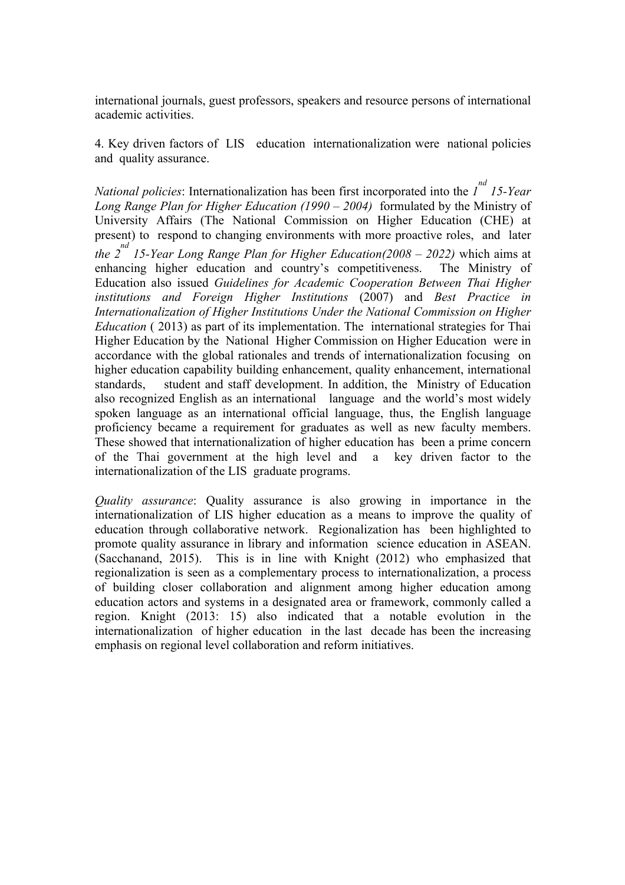international journals, guest professors, speakers and resource persons of international academic activities.

4. Key driven factors of LIS education internationalization were national policies and quality assurance.

*National policies*: Internationalization has been first incorporated into the *1[nd] 15-Year Long Range Plan for Higher Education (1990 – 2004)* formulated by the Ministry of University Affairs (The National Commission on Higher Education (CHE) at present) to respond to changing environments with more proactive roles, and later *the 2[nd] 15-Year Long Range Plan for Higher Education(2008 – 2022)* which aims at enhancing higher education and country's competitiveness. The Ministry of Education also issued *Guidelines for Academic Cooperation Between Thai Higher institutions and Foreign Higher Institutions* (2007) and *Best Practice in Internationalization of Higher Institutions Under the National Commission on Higher Education* ( 2013) as part of its implementation. The international strategies for Thai Higher Education by the National Higher Commission on Higher Education were in accordance with the global rationales and trends of internationalization focusing on higher education capability building enhancement, quality enhancement, international standards, student and staff development. In addition, the Ministry of Education also recognized English as an international language and the world's most widely spoken language as an international official language, thus, the English language proficiency became a requirement for graduates as well as new faculty members. These showed that internationalization of higher education has been a prime concern of the Thai government at the high level and a key driven factor to the internationalization of the LIS graduate programs.

*Quality assurance*: Quality assurance is also growing in importance in the internationalization of LIS higher education as a means to improve the quality of education through collaborative network. Regionalization has been highlighted to promote quality assurance in library and information science education in ASEAN. (Sacchanand, 2015). This is in line with Knight (2012) who emphasized that regionalization is seen as a complementary process to internationalization, a process of building closer collaboration and alignment among higher education among education actors and systems in a designated area or framework, commonly called a region. Knight (2013: 15) also indicated that a notable evolution in the internationalization of higher education in the last decade has been the increasing emphasis on regional level collaboration and reform initiatives.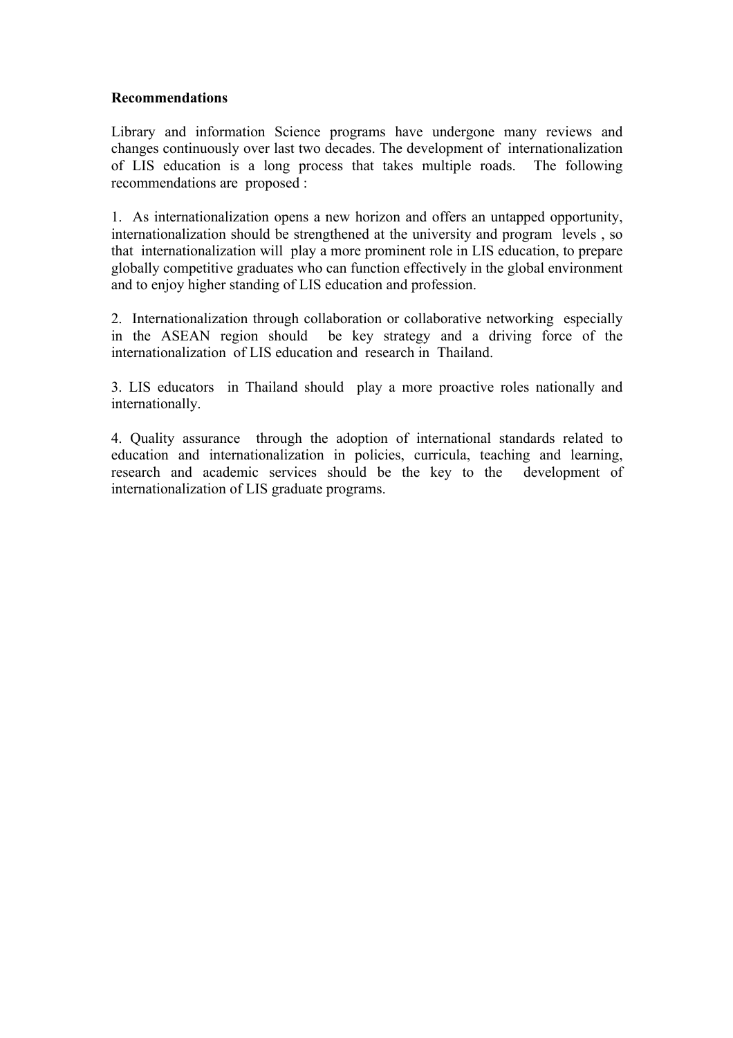**Recommendations**

Library and information Science programs have undergone many reviews and changes continuously over last two decades. The development of internationalization of LIS education is a long process that takes multiple roads. The following recommendations are proposed :

1. As internationalization opens a new horizon and offers an untapped opportunity, internationalization should be strengthened at the university and program levels , so that internationalization will play a more prominent role in LIS education, to prepare globally competitive graduates who can function effectively in the global environment and to enjoy higher standing of LIS education and profession.

2. Internationalization through collaboration or collaborative networking especially in the ASEAN region should be key strategy and a driving force of the internationalization of LIS education and research in Thailand.

3. LIS educators in Thailand should play a more proactive roles nationally and internationally.

4. Quality assurance through the adoption of international standards related to education and internationalization in policies, curricula, teaching and learning, research and academic services should be the key to the development of internationalization of LIS graduate programs.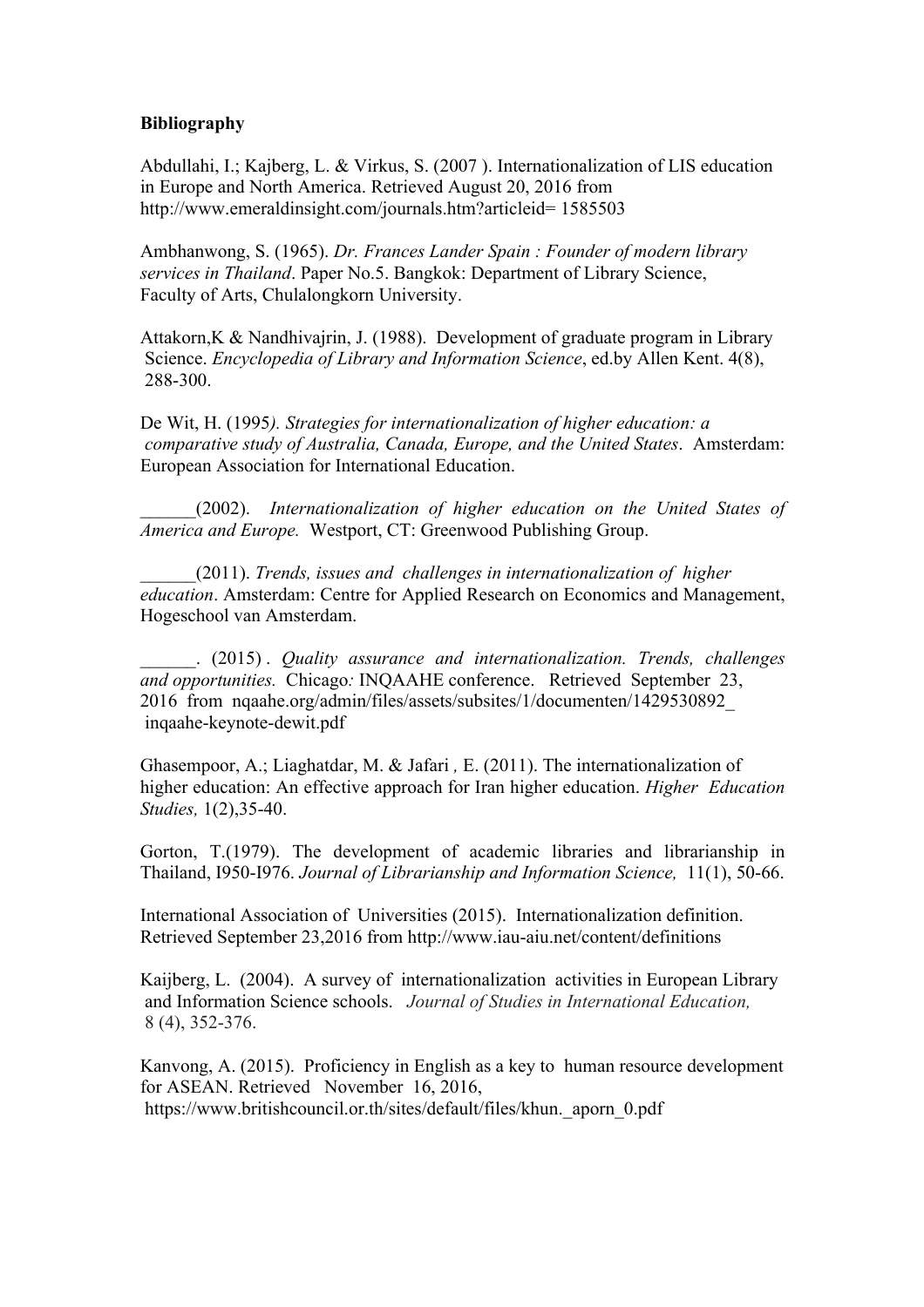**Bibliography**

Abdullahi, I.; Kajberg, L. & Virkus, S. (2007 ). Internationalization of LIS education in Europe and North America. Retrieved August 20, 2016 from http://www.emeraldinsight.com/journals.htm?articleid= 1585503

Ambhanwong, S. (1965). *Dr. Frances Lander Spain : Founder of modern library services in Thailand*. Paper No.5. Bangkok: Department of Library Science, Faculty of Arts, Chulalongkorn University.

Attakorn,K & Nandhivajrin, J. (1988). Development of graduate program in Library Science. *Encyclopedia of Library and Information Science*, ed.by Allen Kent. 4(8), 288-300.

De Wit, H. (1995*). Strategies for internationalization of higher education: a comparative study of Australia, Canada, Europe, and the United States*. Amsterdam: European Association for International Education.

______(2002). *Internationalization of higher education on the United States of America and Europe.* Westport, CT: Greenwood Publishing Group.

______(2011). *Trends, issues and challenges in internationalization of higher education*. Amsterdam: Centre for Applied Research on Economics and Management, Hogeschool van Amsterdam.

______. (2015) . *Quality assurance and internationalization. Trends, challenges and opportunities.* Chicago*:* INQAAHE conference. Retrieved September 23, 2016 from nqaahe.org/admin/files/assets/subsites/1/documenten/1429530892_ inqaahe-keynote-dewit.pdf

Ghasempoor, A.; Liaghatdar, M. & Jafari *,* E. (2011). The internationalization of higher education: An effective approach for Iran higher education. *Higher Education Studies,* 1(2),35-40.

Gorton, T.(1979). The development of academic libraries and librarianship in Thailand, I950-I976. *Journal of Librarianship and Information Science,* 11(1), 50-66.

International Association of Universities (2015). Internationalization definition. Retrieved September 23,2016 from http://www.iau-aiu.net/content/definitions

Kaijberg, L. (2004). A survey of internationalization activities in European Library and Information Science schools. *Journal of Studies in International Education,* 8 (4), 352-376.

Kanvong, A. (2015). Proficiency in English as a key to human resource development for ASEAN. Retrieved November 16, 2016, https://www.britishcouncil.or.th/sites/default/files/khun._aporn_0.pdf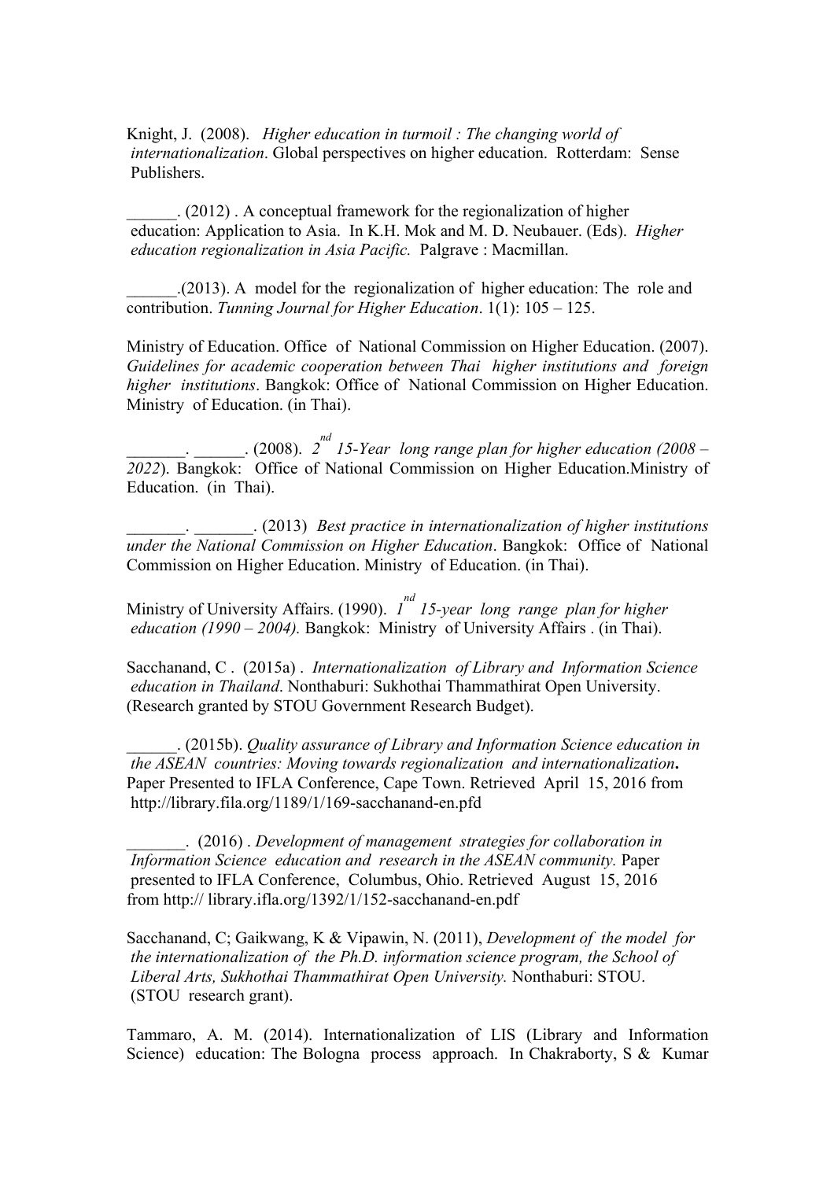Knight, J. (2008). *Higher education in turmoil : The changing world of internationalization*. Global perspectives on higher education. Rotterdam: Sense Publishers.

______. (2012) . A conceptual framework for the regionalization of higher education: Application to Asia. In K.H. Mok and M. D. Neubauer. (Eds). *Higher education regionalization in Asia Pacific.* Palgrave : Macmillan.

______.(2013). A model for the regionalization of higher education: The role and contribution. *Tunning Journal for Higher Education*. 1(1): 105 – 125.

Ministry of Education. Office of National Commission on Higher Education. (2007). *Guidelines for academic cooperation between Thai higher institutions and foreign higher institutions*. Bangkok: Office of National Commission on Higher Education. Ministry of Education. (in Thai).

_______. ______. (2008). *2nd 15-Year long range plan for higher education (2008 – 2022*). Bangkok: Office of National Commission on Higher Education.Ministry of Education. (in Thai).

_______. _______. (2013) *Best practice in internationalization of higher institutions under the National Commission on Higher Education*. Bangkok: Office of National Commission on Higher Education. Ministry of Education. (in Thai).

Ministry of University Affairs. (1990). *1nd 15-year long range plan for higher education (1990 – 2004).* Bangkok: Ministry of University Affairs . (in Thai).

Sacchanand, C . (2015a) . *Internationalization of Library and Information Science education in Thailand*. Nonthaburi: Sukhothai Thammathirat Open University. (Research granted by STOU Government Research Budget).

______. (2015b). *Quality assurance of Library and Information Science education in the ASEAN countries: Moving towards regionalization and internationalization***.** Paper Presented to IFLA Conference, Cape Town. Retrieved April 15, 2016 from http://library.fila.org/1189/1/169-sacchanand-en.pfd

_______. (2016) . *Development of management strategies for collaboration in Information Science education and research in the ASEAN community.* Paper presented to IFLA Conference, Columbus, Ohio. Retrieved August 15, 2016 from http:// library.ifla.org/1392/1/152-sacchanand-en.pdf

Sacchanand, C; Gaikwang, K & Vipawin, N. (2011), *Development of the model for the internationalization of the Ph.D. information science program, the School of Liberal Arts, Sukhothai Thammathirat Open University.* Nonthaburi: STOU. (STOU research grant).

Tammaro, A. M. (2014). Internationalization of LIS (Library and Information Science) education: The Bologna process approach. In Chakraborty, S & Kumar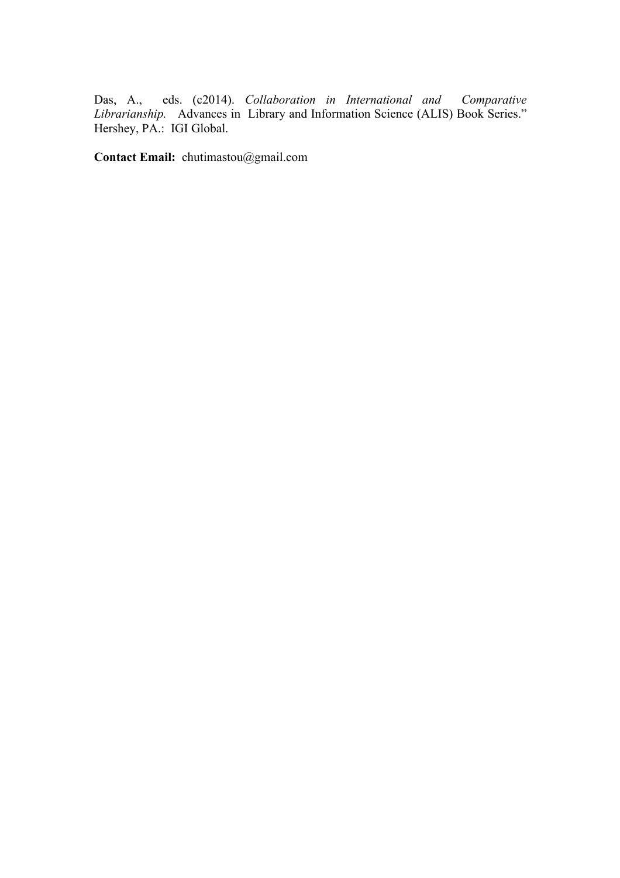Das, A., eds. (c2014). *Collaboration in International and Comparative Librarianship.* Advances in Library and Information Science (ALIS) Book Series." Hershey, PA.: IGI Global.

**Contact Email:** chutimastou@gmail.com